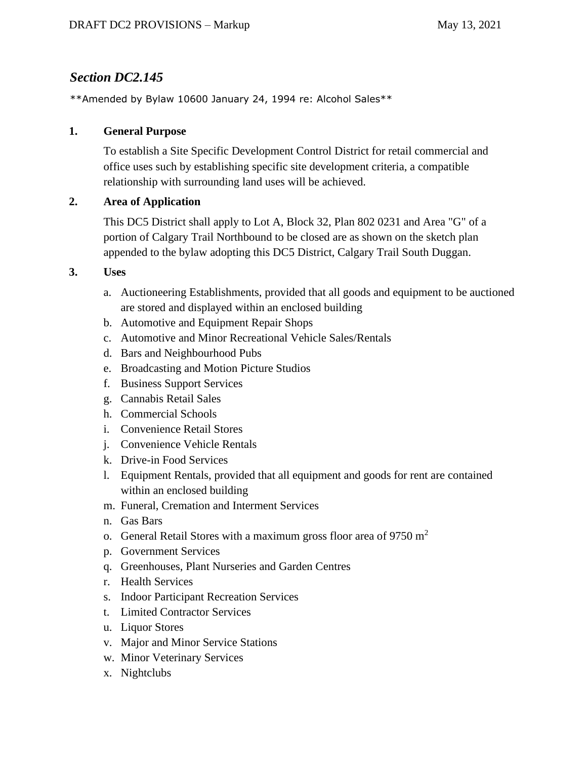## *Section DC2.145*

**Amended by Bylaw 10600 January 24, 1994 re: Alcohol Sales**

**1. General Purpose**

To establish a Site Specific Development Control District for retail commercial and office uses such by establishing specific site development criteria, a compatible relationship with surrounding land uses will be achieved.

**2. Area of Application**

This DC5 District shall apply to Lot A, Block 32, Plan 802 0231 and Area "G" of a portion of Calgary Trail Northbound to be closed are as shown on the sketch plan appended to the bylaw adopting this DC5 District, Calgary Trail South Duggan.

**3. Uses**

a. Auctioneering Establishments, provided that all goods and equipment to be auctioned are stored and displayed within an enclosed building
b. Automotive and Equipment Repair Shops
c. Automotive and Minor Recreational Vehicle Sales/Rentals
d. Bars and Neighbourhood Pubs
e. Broadcasting and Motion Picture Studios
f. Business Support Services
g. Cannabis Retail Sales
h. Commercial Schools
i. Convenience Retail Stores
j. Convenience Vehicle Rentals
k. Drive-in Food Services
l. Equipment Rentals, provided that all equipment and goods for rent are contained within an enclosed building
m. Funeral, Cremation and Interment Services
n. Gas Bars
o. General Retail Stores with a maximum gross floor area of 9750 $m^2$
p. Government Services
q. Greenhouses, Plant Nurseries and Garden Centres
r. Health Services
s. Indoor Participant Recreation Services
t. Limited Contractor Services
u. Liquor Stores
v. Major and Minor Service Stations
w. Minor Veterinary Services
x. Nightclubs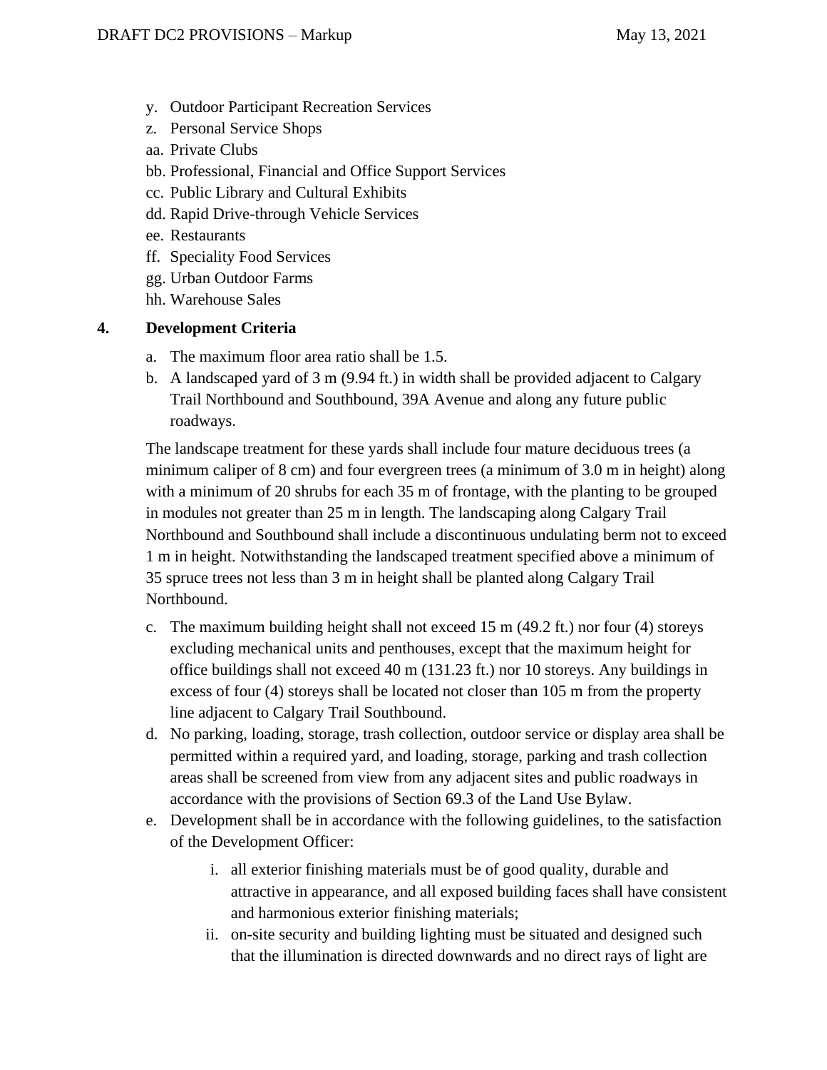y. Outdoor Participant Recreation Services
z. Personal Service Shops
aa. Private Clubs
bb. Professional, Financial and Office Support Services
cc. Public Library and Cultural Exhibits
dd. Rapid Drive-through Vehicle Services
ee. Restaurants
ff. Speciality Food Services
gg. Urban Outdoor Farms
hh. Warehouse Sales

## 4. Development Criteria

a. The maximum floor area ratio shall be 1.5.

b. A landscaped yard of 3 m (9.94 ft.) in width shall be provided adjacent to Calgary Trail Northbound and Southbound, 39A Avenue and along any future public roadways.

The landscape treatment for these yards shall include four mature deciduous trees (a minimum caliper of 8 cm) and four evergreen trees (a minimum of 3.0 m in height) along with a minimum of 20 shrubs for each 35 m of frontage, with the planting to be grouped in modules not greater than 25 m in length. The landscaping along Calgary Trail Northbound and Southbound shall include a discontinuous undulating berm not to exceed 1 m in height. Notwithstanding the landscaped treatment specified above a minimum of 35 spruce trees not less than 3 m in height shall be planted along Calgary Trail Northbound.

c. The maximum building height shall not exceed 15 m (49.2 ft.) nor four (4) storeys excluding mechanical units and penthouses, except that the maximum height for office buildings shall not exceed 40 m (131.23 ft.) nor 10 storeys. Any buildings in excess of four (4) storeys shall be located not closer than 105 m from the property line adjacent to Calgary Trail Southbound.

d. No parking, loading, storage, trash collection, outdoor service or display area shall be permitted within a required yard, and loading, storage, parking and trash collection areas shall be screened from view from any adjacent sites and public roadways in accordance with the provisions of Section 69.3 of the Land Use Bylaw.

e. Development shall be in accordance with the following guidelines, to the satisfaction of the Development Officer:

   i. all exterior finishing materials must be of good quality, durable and attractive in appearance, and all exposed building faces shall have consistent and harmonious exterior finishing materials;

   ii. on-site security and building lighting must be situated and designed such that the illumination is directed downwards and no direct rays of light are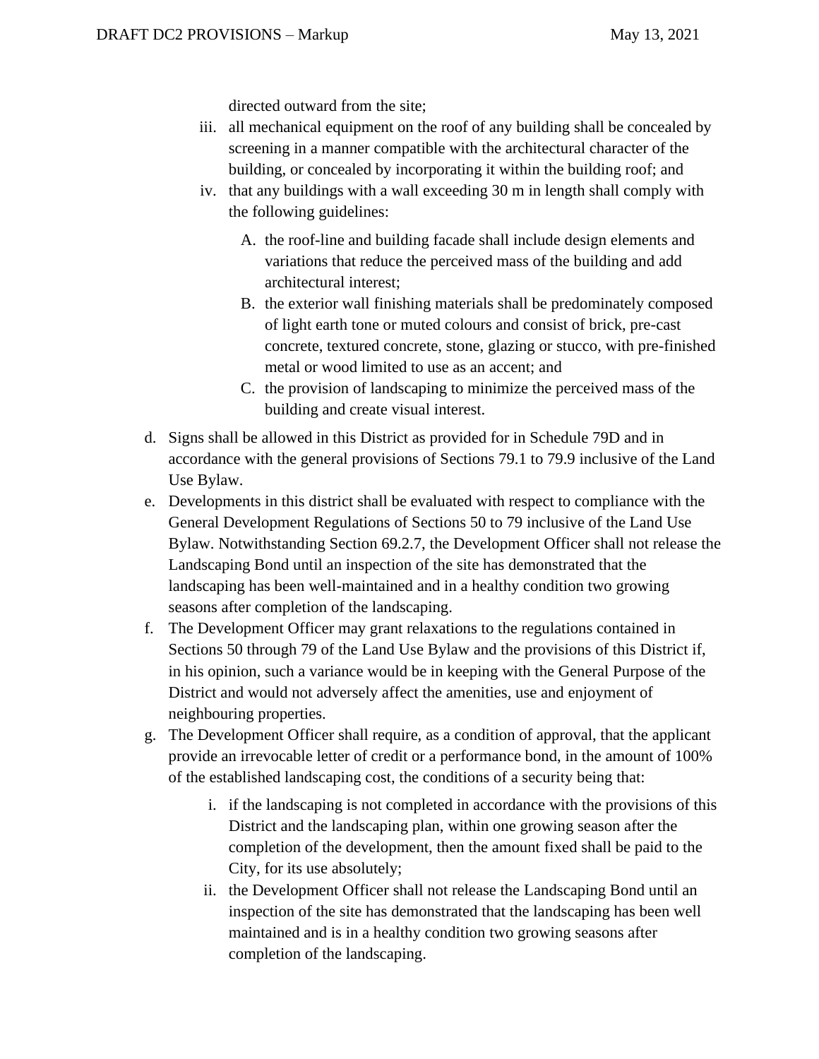directed outward from the site;

iii. all mechanical equipment on the roof of any building shall be concealed by screening in a manner compatible with the architectural character of the building, or concealed by incorporating it within the building roof; and

iv. that any buildings with a wall exceeding 30 m in length shall comply with the following guidelines:

   A. the roof-line and building facade shall include design elements and variations that reduce the perceived mass of the building and add architectural interest;

   B. the exterior wall finishing materials shall be predominately composed of light earth tone or muted colours and consist of brick, pre-cast concrete, textured concrete, stone, glazing or stucco, with pre-finished metal or wood limited to use as an accent; and

   C. the provision of landscaping to minimize the perceived mass of the building and create visual interest.

d. Signs shall be allowed in this District as provided for in Schedule 79D and in accordance with the general provisions of Sections 79.1 to 79.9 inclusive of the Land Use Bylaw.

e. Developments in this district shall be evaluated with respect to compliance with the General Development Regulations of Sections 50 to 79 inclusive of the Land Use Bylaw. Notwithstanding Section 69.2.7, the Development Officer shall not release the Landscaping Bond until an inspection of the site has demonstrated that the landscaping has been well-maintained and in a healthy condition two growing seasons after completion of the landscaping.

f. The Development Officer may grant relaxations to the regulations contained in Sections 50 through 79 of the Land Use Bylaw and the provisions of this District if, in his opinion, such a variance would be in keeping with the General Purpose of the District and would not adversely affect the amenities, use and enjoyment of neighbouring properties.

g. The Development Officer shall require, as a condition of approval, that the applicant provide an irrevocable letter of credit or a performance bond, in the amount of 100% of the established landscaping cost, the conditions of a security being that:

   i. if the landscaping is not completed in accordance with the provisions of this District and the landscaping plan, within one growing season after the completion of the development, then the amount fixed shall be paid to the City, for its use absolutely;

   ii. the Development Officer shall not release the Landscaping Bond until an inspection of the site has demonstrated that the landscaping has been well maintained and is in a healthy condition two growing seasons after completion of the landscaping.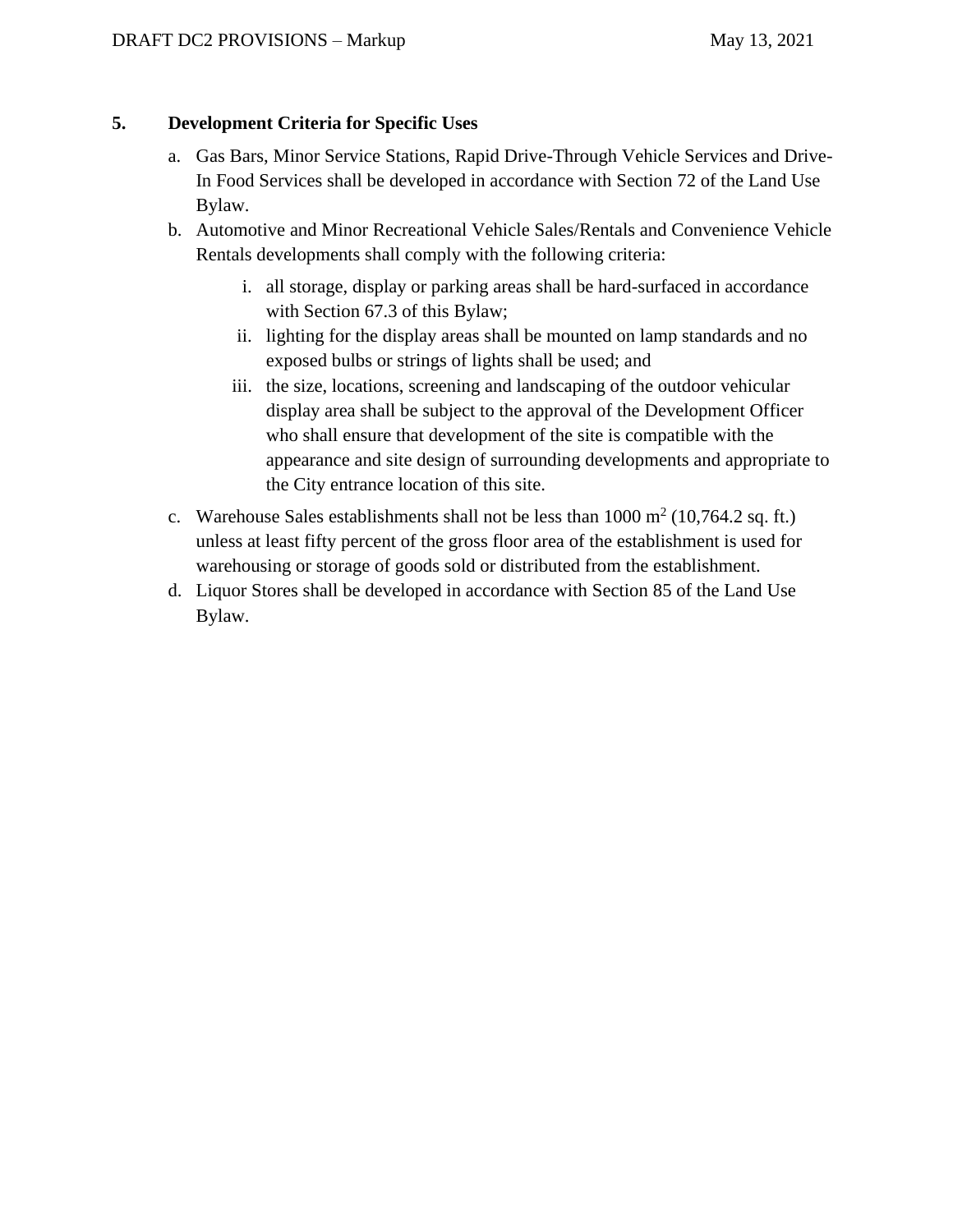## 5. Development Criteria for Specific Uses

a. Gas Bars, Minor Service Stations, Rapid Drive-Through Vehicle Services and Drive-In Food Services shall be developed in accordance with Section 72 of the Land Use Bylaw.

b. Automotive and Minor Recreational Vehicle Sales/Rentals and Convenience Vehicle Rentals developments shall comply with the following criteria:

    i. all storage, display or parking areas shall be hard-surfaced in accordance with Section 67.3 of this Bylaw;

    ii. lighting for the display areas shall be mounted on lamp standards and no exposed bulbs or strings of lights shall be used; and

    iii. the size, locations, screening and landscaping of the outdoor vehicular display area shall be subject to the approval of the Development Officer who shall ensure that development of the site is compatible with the appearance and site design of surrounding developments and appropriate to the City entrance location of this site.

c. Warehouse Sales establishments shall not be less than 1000 $m^2$ (10,764.2 sq. ft.) unless at least fifty percent of the gross floor area of the establishment is used for warehousing or storage of goods sold or distributed from the establishment.

d. Liquor Stores shall be developed in accordance with Section 85 of the Land Use Bylaw.